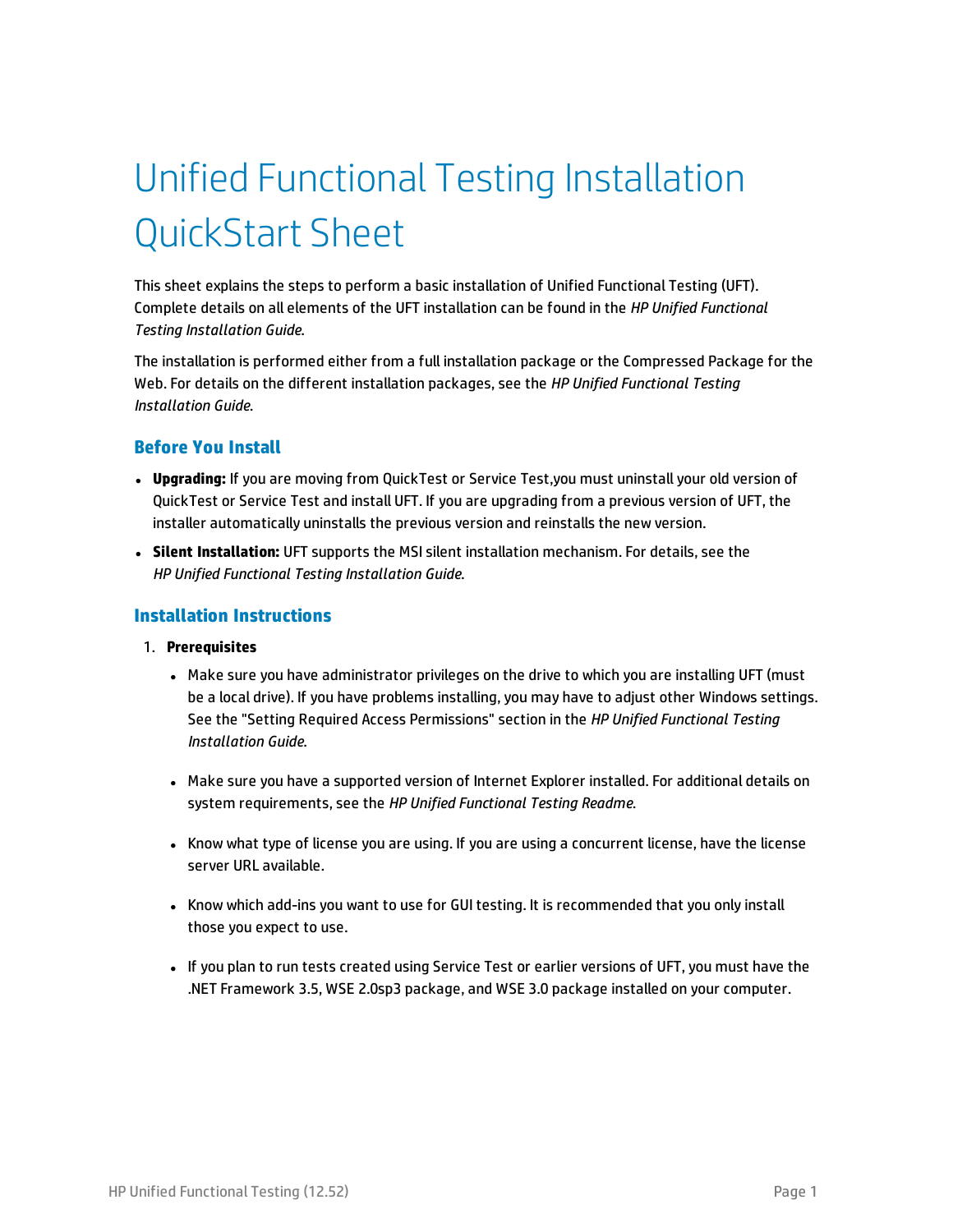# Unified Functional Testing Installation QuickStart Sheet

This sheet explains the steps to perform a basic installation of Unified Functional Testing (UFT). Complete details on all elements of the UFT installation can be found in the *HP Unified Functional Testing Installation Guide*.

The installation is performed either from a full installation package or the Compressed Package for the Web. For details on the different installation packages, see the *HP Unified Functional Testing Installation Guide*.

## Before You Install

- **Upgrading:** If you are moving from QuickTest or Service Test,you must uninstall your old version of QuickTest or Service Test and install UFT. If you are upgrading from a previous version of UFT, the installer automatically uninstalls the previous version and reinstalls the new version.
- **Silent Installation:** UFT supports the MSI silent installation mechanism. For details, see the *HP Unified Functional Testing Installation Guide*.

## Installation Instructions

1. **Prerequisites**
   - Make sure you have administrator privileges on the drive to which you are installing UFT (must be a local drive). If you have problems installing, you may have to adjust other Windows settings. See the "Setting Required Access Permissions" section in the *HP Unified Functional Testing Installation Guide*.
   - Make sure you have a supported version of Internet Explorer installed. For additional details on system requirements, see the *HP Unified Functional Testing Readme*.
   - Know what type of license you are using. If you are using a concurrent license, have the license server URL available.
   - Know which add-ins you want to use for GUI testing. It is recommended that you only install those you expect to use.
   - If you plan to run tests created using Service Test or earlier versions of UFT, you must have the .NET Framework 3.5, WSE 2.0sp3 package, and WSE 3.0 package installed on your computer.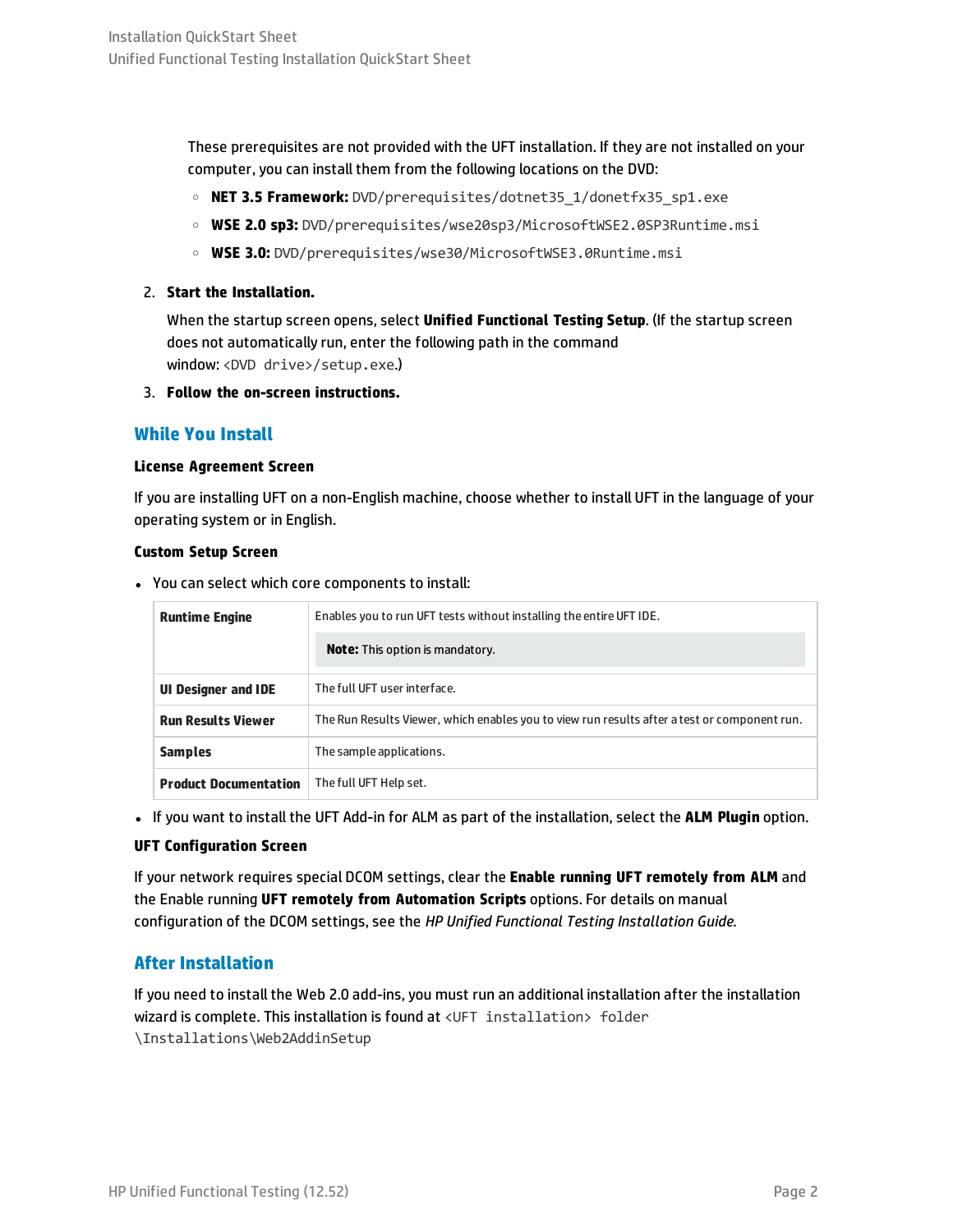These prerequisites are not provided with the UFT installation. If they are not installed on your computer, you can install them from the following locations on the DVD:

- **NET 3.5 Framework:** `DVD/prerequisites/dotnet35_1/donetfx35_sp1.exe`
- **WSE 2.0 sp3:** `DVD/prerequisites/wse20sp3/MicrosoftWSE2.0SP3Runtime.msi`
- **WSE 3.0:** `DVD/prerequisites/wse30/MicrosoftWSE3.0Runtime.msi`

2. **Start the Installation.**

   When the startup screen opens, select **Unified Functional Testing Setup**. (If the startup screen does not automatically run, enter the following path in the command window: `<DVD drive>/setup.exe`.)

3. **Follow the on-screen instructions.**

## While You Install

**License Agreement Screen**

If you are installing UFT on a non-English machine, choose whether to install UFT in the language of your operating system or in English.

**Custom Setup Screen**

- You can select which core components to install:

| | |
|---|---|
| **Runtime Engine** | Enables you to run UFT tests without installing the entire UFT IDE. **Note:** This option is mandatory. |
| **UI Designer and IDE** | The full UFT user interface. |
| **Run Results Viewer** | The Run Results Viewer, which enables you to view run results after a test or component run. |
| **Samples** | The sample applications. |
| **Product Documentation** | The full UFT Help set. |

- If you want to install the UFT Add-in for ALM as part of the installation, select the **ALM Plugin** option.

**UFT Configuration Screen**

If your network requires special DCOM settings, clear the **Enable running UFT remotely from ALM** and the Enable running **UFT remotely from Automation Scripts** options. For details on manual configuration of the DCOM settings, see the *HP Unified Functional Testing Installation Guide*.

## After Installation

If you need to install the Web 2.0 add-ins, you must run an additional installation after the installation wizard is complete. This installation is found at `<UFT installation> folder \Installations\Web2AddinSetup`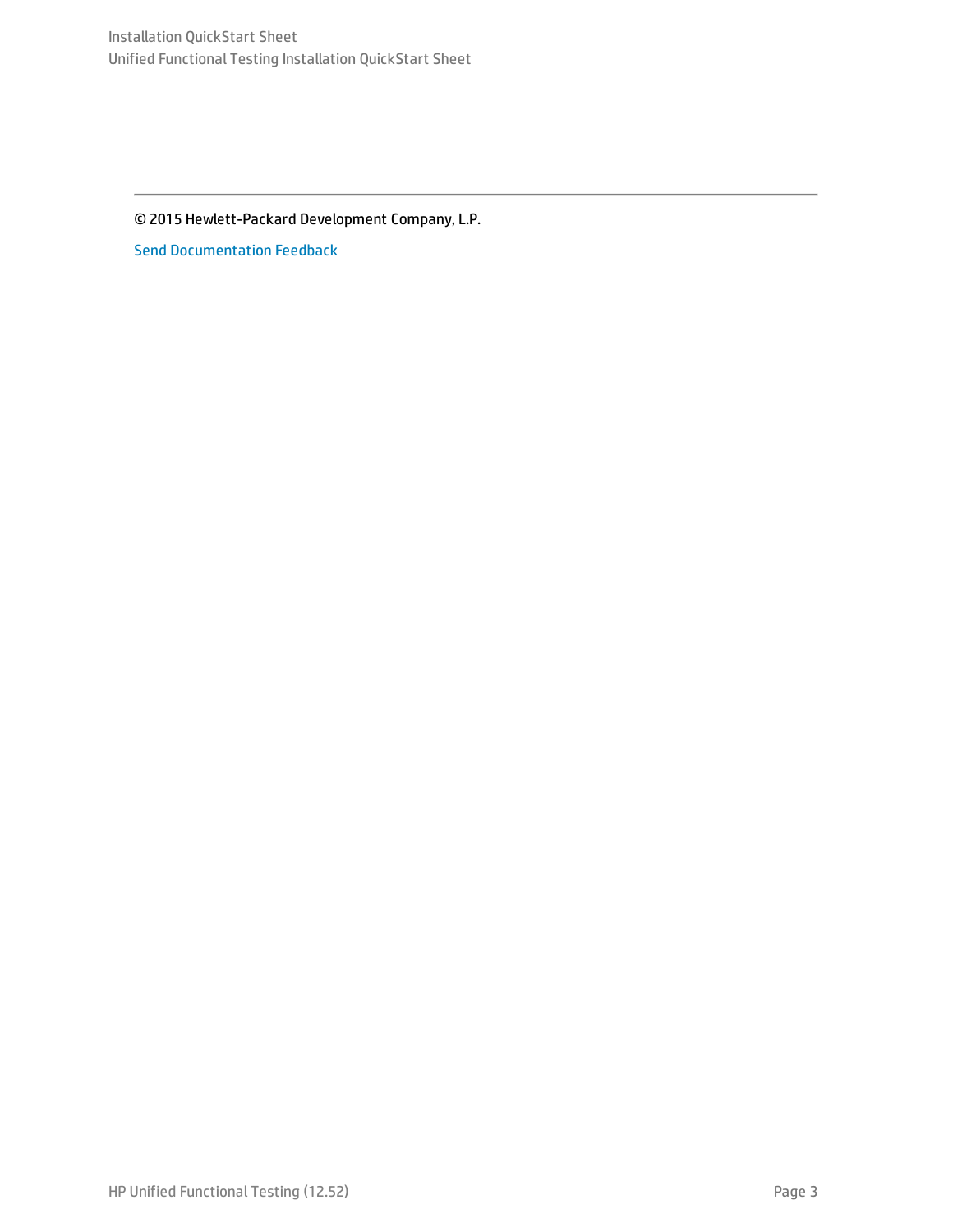© 2015 Hewlett-Packard Development Company, L.P.

Send Documentation Feedback